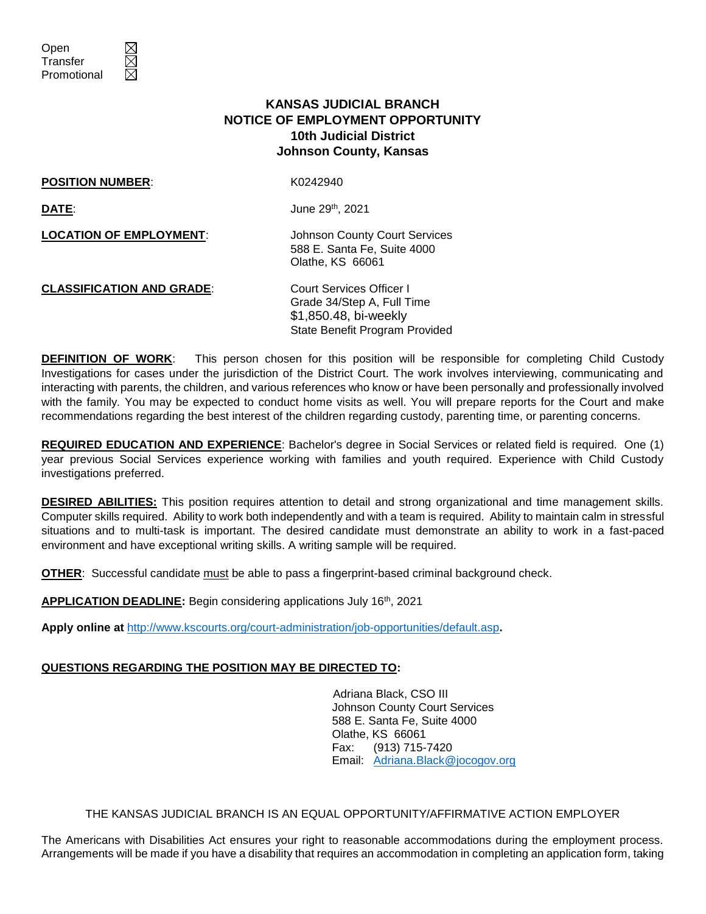Open ☒
Transfer ☒
Promotional ☒

# KANSAS JUDICIAL BRANCH
## NOTICE OF EMPLOYMENT OPPORTUNITY
## 10th Judicial District
## Johnson County, Kansas

**POSITION NUMBER**: K0242940

**DATE**: June 29th, 2021

**LOCATION OF EMPLOYMENT**: Johnson County Court Services
588 E. Santa Fe, Suite 4000
Olathe, KS 66061

**CLASSIFICATION AND GRADE**: Court Services Officer I
Grade 34/Step A, Full Time
$1,850.48, bi-weekly
State Benefit Program Provided

**DEFINITION OF WORK**: This person chosen for this position will be responsible for completing Child Custody Investigations for cases under the jurisdiction of the District Court. The work involves interviewing, communicating and interacting with parents, the children, and various references who know or have been personally and professionally involved with the family. You may be expected to conduct home visits as well. You will prepare reports for the Court and make recommendations regarding the best interest of the children regarding custody, parenting time, or parenting concerns.

**REQUIRED EDUCATION AND EXPERIENCE**: Bachelor's degree in Social Services or related field is required. One (1) year previous Social Services experience working with families and youth required. Experience with Child Custody investigations preferred.

**DESIRED ABILITIES:** This position requires attention to detail and strong organizational and time management skills. Computer skills required. Ability to work both independently and with a team is required. Ability to maintain calm in stressful situations and to multi-task is important. The desired candidate must demonstrate an ability to work in a fast-paced environment and have exceptional writing skills. A writing sample will be required.

**OTHER**: Successful candidate must be able to pass a fingerprint-based criminal background check.

**APPLICATION DEADLINE:** Begin considering applications July 16th, 2021

**Apply online at** http://www.kscourts.org/court-administration/job-opportunities/default.asp**.**

**QUESTIONS REGARDING THE POSITION MAY BE DIRECTED TO:**

Adriana Black, CSO III
Johnson County Court Services
588 E. Santa Fe, Suite 4000
Olathe, KS 66061
Fax: (913) 715-7420
Email: Adriana.Black@jocogov.org

THE KANSAS JUDICIAL BRANCH IS AN EQUAL OPPORTUNITY/AFFIRMATIVE ACTION EMPLOYER

The Americans with Disabilities Act ensures your right to reasonable accommodations during the employment process. Arrangements will be made if you have a disability that requires an accommodation in completing an application form, taking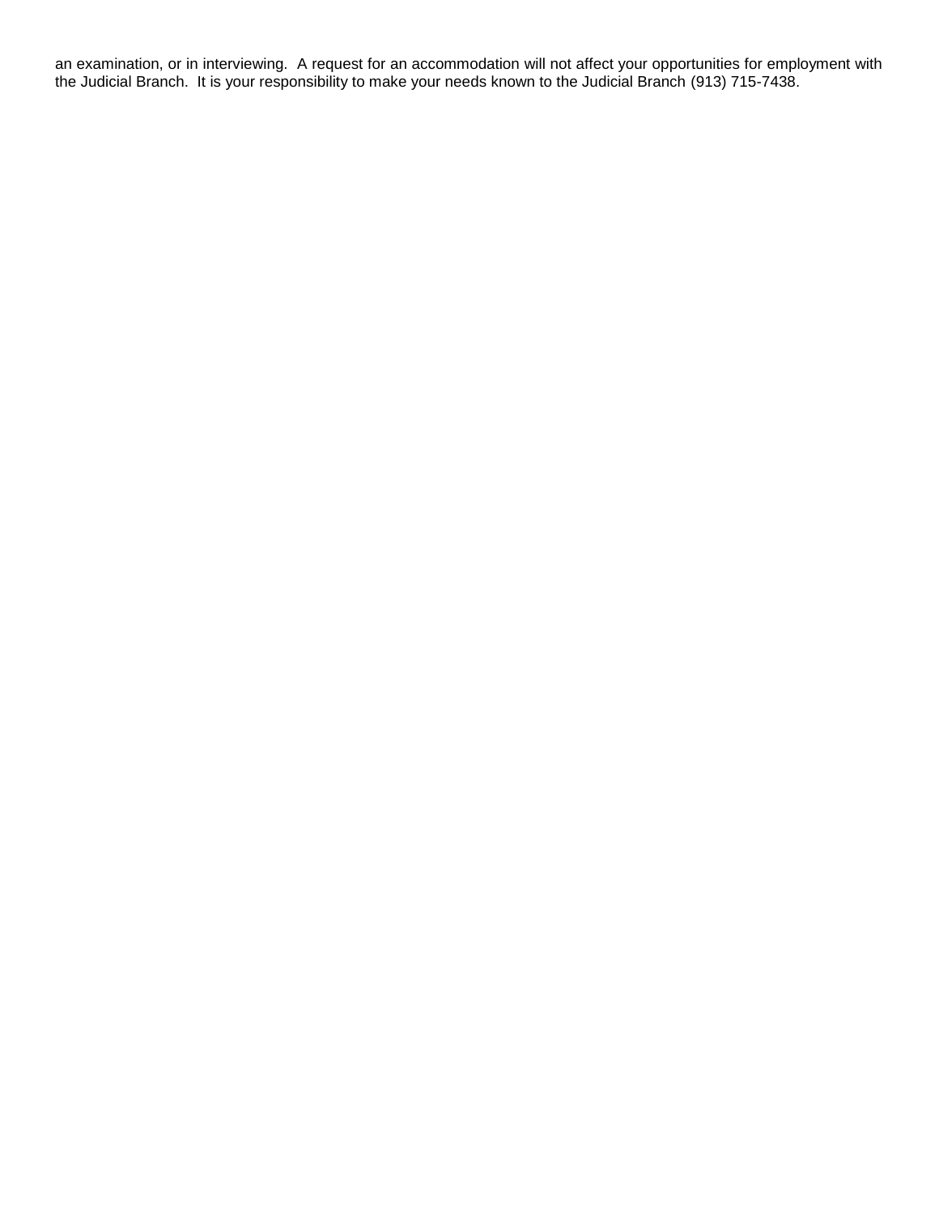an examination, or in interviewing. A request for an accommodation will not affect your opportunities for employment with the Judicial Branch. It is your responsibility to make your needs known to the Judicial Branch (913) 715-7438.